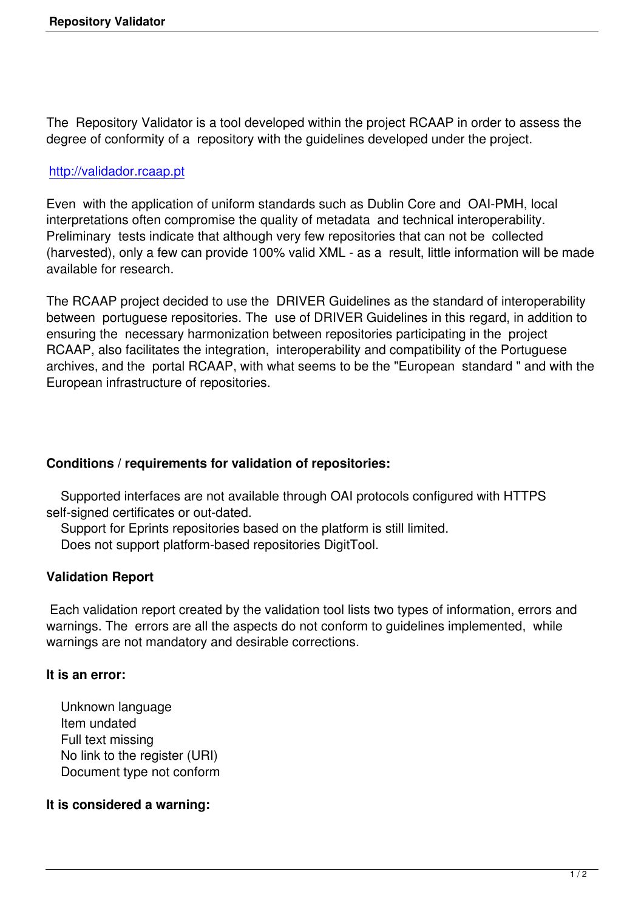The Repository Validator is a tool developed within the project RCAAP in order to assess the degree of conformity of a repository with the guidelines developed under the project.

http://validador.rcaap.pt

Even with the application of uniform standards such as Dublin Core and OAI-PMH, local interpretations often compromise the quality of metadata and technical interoperability. Preliminary tests indicate that although very few repositories that can not be collected (harvested), only a few can provide 100% valid XML - as a result, little information will be made available for research.

The RCAAP project decided to use the DRIVER Guidelines as the standard of interoperability between portuguese repositories. The use of DRIVER Guidelines in this regard, in addition to ensuring the necessary harmonization between repositories participating in the project RCAAP, also facilitates the integration, interoperability and compatibility of the Portuguese archives, and the portal RCAAP, with what seems to be the "European standard " and with the European infrastructure of repositories.

**Conditions / requirements for validation of repositories:**

- Supported interfaces are not available through OAI protocols configured with HTTPS self-signed certificates or out-dated.
- Support for Eprints repositories based on the platform is still limited.
- Does not support platform-based repositories DigitTool.

**Validation Report**

Each validation report created by the validation tool lists two types of information, errors and warnings. The errors are all the aspects do not conform to guidelines implemented, while warnings are not mandatory and desirable corrections.

**It is an error:**

- Unknown language
- Item undated
- Full text missing
- No link to the register (URI)
- Document type not conform

**It is considered a warning:**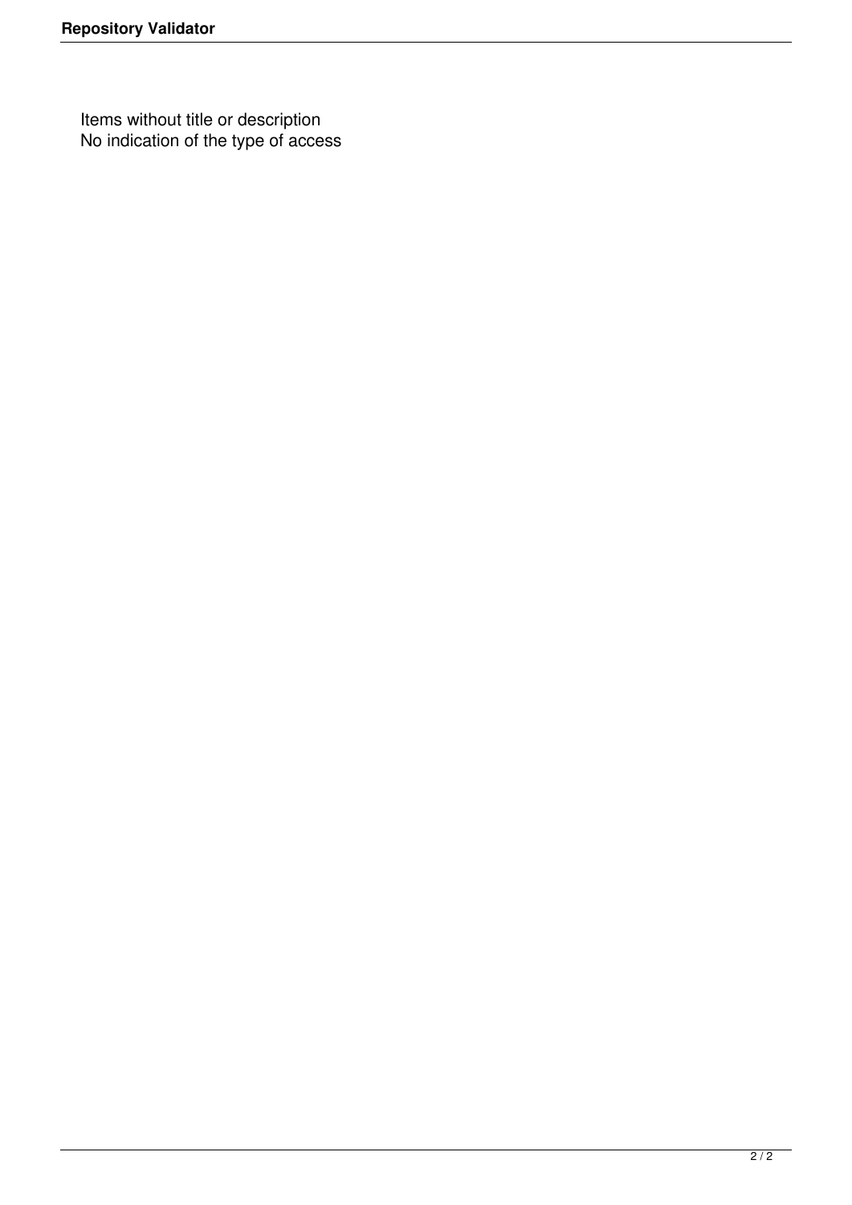Items without title or description
No indication of the type of access